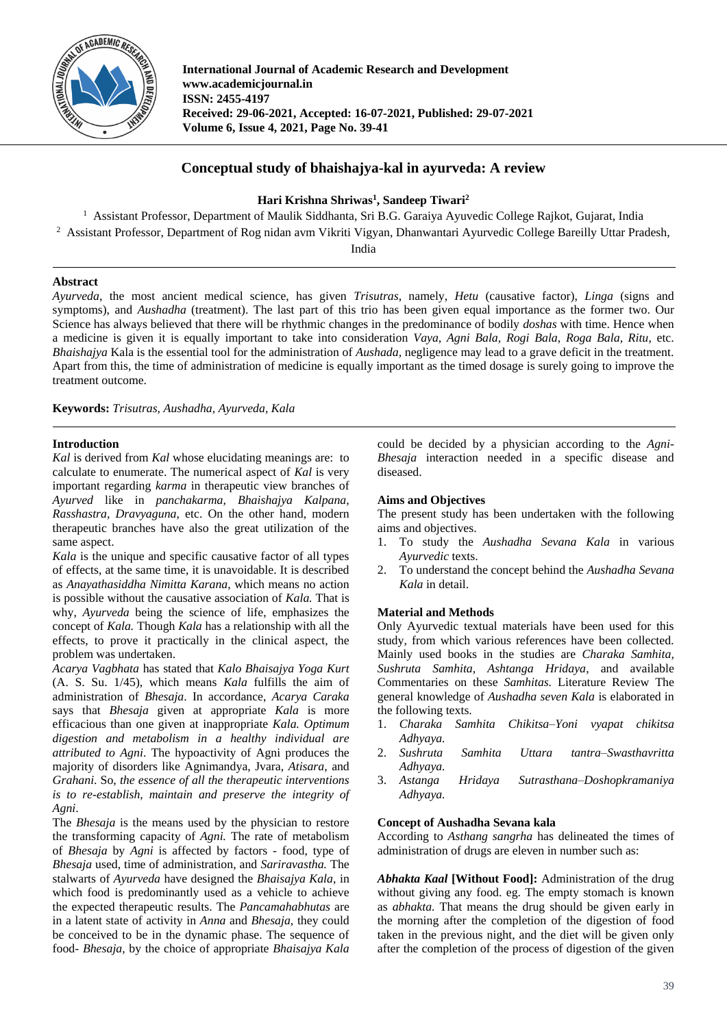# Conceptual study of bhaishajya-kal in ayurveda: A review

**Hari Krishna Shriwas[1], Sandeep Tiwari[2]**

[1] Assistant Professor, Department of Maulik Siddhanta, Sri B.G. Garaiya Ayuvedic College Rajkot, Gujarat, India

[2] Assistant Professor, Department of Rog nidan avm Vikriti Vigyan, Dhanwantari Ayurvedic College Bareilly Uttar Pradesh, India

## Abstract

*Ayurveda*, the most ancient medical science, has given *Trisutras*, namely, *Hetu* (causative factor), *Linga* (signs and symptoms), and *Aushadha* (treatment). The last part of this trio has been given equal importance as the former two. Our Science has always believed that there will be rhythmic changes in the predominance of bodily *doshas* with time. Hence when a medicine is given it is equally important to take into consideration *Vaya, Agni Bala, Rogi Bala, Roga Bala, Ritu*, etc. *Bhaishajya* Kala is the essential tool for the administration of *Aushada*, negligence may lead to a grave deficit in the treatment. Apart from this, the time of administration of medicine is equally important as the timed dosage is surely going to improve the treatment outcome.

**Keywords:** *Trisutras, Aushadha, Ayurveda, Kala*

## Introduction

*Kal* is derived from *Kal* whose elucidating meanings are: to calculate to enumerate. The numerical aspect of *Kal* is very important regarding *karma* in therapeutic view branches of *Ayurved* like in *panchakarma, Bhaishajya Kalpana, Rasshastra, Dravyaguna*, etc. On the other hand, modern therapeutic branches have also the great utilization of the same aspect.

*Kala* is the unique and specific causative factor of all types of effects, at the same time, it is unavoidable. It is described as *Anayathasiddha Nimitta Karana*, which means no action is possible without the causative association of *Kala.* That is why, *Ayurveda* being the science of life, emphasizes the concept of *Kala.* Though *Kala* has a relationship with all the effects, to prove it practically in the clinical aspect, the problem was undertaken.

*Acarya Vagbhata* has stated that *Kalo Bhaisajya Yoga Kurt* (A. S. Su. 1/45), which means *Kala* fulfills the aim of administration of *Bhesaja*. In accordance, *Acarya Caraka* says that *Bhesaja* given at appropriate *Kala* is more efficacious than one given at inappropriate *Kala. Optimum digestion and metabolism in a healthy individual are attributed to Agni*. The hypoactivity of Agni produces the majority of disorders like Agnimandya, Jvara, *Atisara*, and *Grahani*. So, *the essence of all the therapeutic interventions is to re-establish, maintain and preserve the integrity of Agni*.

The *Bhesaja* is the means used by the physician to restore the transforming capacity of *Agni.* The rate of metabolism of *Bhesaja* by *Agni* is affected by factors - food, type of *Bhesaja* used, time of administration, and *Sariravastha.* The stalwarts of *Ayurveda* have designed the *Bhaisajya Kala*, in which food is predominantly used as a vehicle to achieve the expected therapeutic results. The *Pancamahabhutas* are in a latent state of activity in *Anna* and *Bhesaja,* they could be conceived to be in the dynamic phase. The sequence of food- *Bhesaja*, by the choice of appropriate *Bhaisajya Kala* could be decided by a physician according to the *Agni-Bhesaja* interaction needed in a specific disease and diseased.

## Aims and Objectives

The present study has been undertaken with the following aims and objectives.

1. To study the *Aushadha Sevana Kala* in various *Ayurvedic* texts.
2. To understand the concept behind the *Aushadha Sevana Kala* in detail.

## Material and Methods

Only Ayurvedic textual materials have been used for this study, from which various references have been collected. Mainly used books in the studies are *Charaka Samhita, Sushruta Samhita, Ashtanga Hridaya*, and available Commentaries on these *Samhitas.* Literature Review The general knowledge of *Aushadha seven Kala* is elaborated in the following texts.

1. *Charaka Samhita Chikitsa–Yoni vyapat chikitsa Adhyaya.*
2. *Sushruta Samhita Uttara tantra–Swasthavritta Adhyaya.*
3. *Astanga Hridaya Sutrasthana–Doshopkramaniya Adhyaya.*

## Concept of Aushadha Sevana kala

According to *Asthang sangrha* has delineated the times of administration of drugs are eleven in number such as:

***Abhakta Kaal* [Without Food]:** Administration of the drug without giving any food. eg. The empty stomach is known as *abhakta.* That means the drug should be given early in the morning after the completion of the digestion of food taken in the previous night, and the diet will be given only after the completion of the process of digestion of the given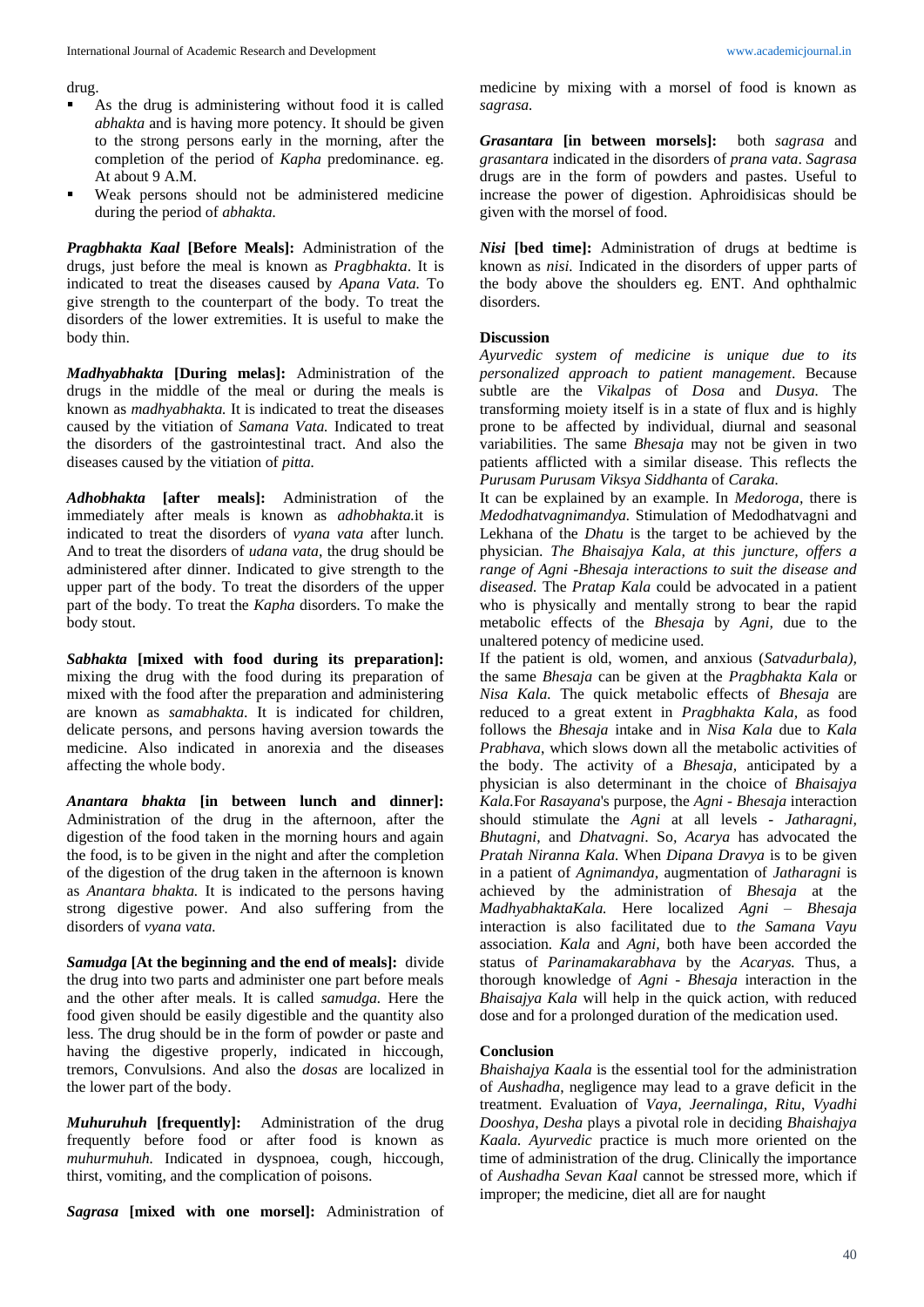drug.

- As the drug is administering without food it is called *abhakta* and is having more potency. It should be given to the strong persons early in the morning, after the completion of the period of *Kapha* predominance. eg. At about 9 A.M.
- Weak persons should not be administered medicine during the period of *abhakta.*

***Pragbhakta Kaal* [Before Meals]:** Administration of the drugs, just before the meal is known as *Pragbhakta*. It is indicated to treat the diseases caused by *Apana Vata.* To give strength to the counterpart of the body. To treat the disorders of the lower extremities. It is useful to make the body thin.

***Madhyabhakta* [During melas]:** Administration of the drugs in the middle of the meal or during the meals is known as *madhyabhakta.* It is indicated to treat the diseases caused by the vitiation of *Samana Vata.* Indicated to treat the disorders of the gastrointestinal tract. And also the diseases caused by the vitiation of *pitta.*

***Adhobhakta* [after meals]:** Administration of the immediately after meals is known as *adhobhakta.*it is indicated to treat the disorders of *vyana vata* after lunch. And to treat the disorders of *udana vata,* the drug should be administered after dinner. Indicated to give strength to the upper part of the body. To treat the disorders of the upper part of the body. To treat the *Kapha* disorders. To make the body stout.

***Sabhakta* [mixed with food during its preparation]:** mixing the drug with the food during its preparation of mixed with the food after the preparation and administering are known as *samabhakta*. It is indicated for children, delicate persons, and persons having aversion towards the medicine. Also indicated in anorexia and the diseases affecting the whole body.

***Anantara bhakta* [in between lunch and dinner]:** Administration of the drug in the afternoon, after the digestion of the food taken in the morning hours and again the food, is to be given in the night and after the completion of the digestion of the drug taken in the afternoon is known as *Anantara bhakta.* It is indicated to the persons having strong digestive power. And also suffering from the disorders of *vyana vata.*

***Samudga* [At the beginning and the end of meals]:** divide the drug into two parts and administer one part before meals and the other after meals. It is called *samudga.* Here the food given should be easily digestible and the quantity also less. The drug should be in the form of powder or paste and having the digestive properly, indicated in hiccough, tremors, Convulsions. And also the *dosas* are localized in the lower part of the body.

***Muhuruhuh* [frequently]:** Administration of the drug frequently before food or after food is known as *muhurmuhuh.* Indicated in dyspnoea, cough, hiccough, thirst, vomiting, and the complication of poisons.

***Sagrasa* [mixed with one morsel]:** Administration of medicine by mixing with a morsel of food is known as *sagrasa.*

***Grasantara* [in between morsels]:** both *sagrasa* and *grasantara* indicated in the disorders of *prana vata*. *Sagrasa* drugs are in the form of powders and pastes. Useful to increase the power of digestion. Aphroidisicas should be given with the morsel of food.

***Nisi* [bed time]:** Administration of drugs at bedtime is known as *nisi.* Indicated in the disorders of upper parts of the body above the shoulders eg. ENT. And ophthalmic disorders.

## Discussion

*Ayurvedic system of medicine is unique due to its personalized approach to patient management*. Because subtle are the *Vikalpas* of *Dosa* and *Dusya.* The transforming moiety itself is in a state of flux and is highly prone to be affected by individual, diurnal and seasonal variabilities. The same *Bhesaja* may not be given in two patients afflicted with a similar disease. This reflects the *Purusam Purusam Viksya Siddhanta* of *Caraka.*

It can be explained by an example. In *Medoroga,* there is *Medodhatvagnimandya.* Stimulation of Medodhatvagni and Lekhana of the *Dhatu* is the target to be achieved by the physician. *The Bhaisajya Kala, at this juncture, offers a range of Agni -Bhesaja interactions to suit the disease and diseased.* The *Pratap Kala* could be advocated in a patient who is physically and mentally strong to bear the rapid metabolic effects of the *Bhesaja* by *Agni,* due to the unaltered potency of medicine used.

If the patient is old, women, and anxious (*Satvadurbala),* the same *Bhesaja* can be given at the *Pragbhakta Kala* or *Nisa Kala.* The quick metabolic effects of *Bhesaja* are reduced to a great extent in *Pragbhakta Kala,* as food follows the *Bhesaja* intake and in *Nisa Kala* due to *Kala Prabhava*, which slows down all the metabolic activities of the body. The activity of a *Bhesaja,* anticipated by a physician is also determinant in the choice of *Bhaisajya Kala.*For *Rasayana*'s purpose, the *Agni - Bhesaja* interaction should stimulate the *Agni* at all levels - *Jatharagni, Bhutagni,* and *Dhatvagni*. So, *Acarya* has advocated the *Pratah Niranna Kala.* When *Dipana Dravya* is to be given in a patient of *Agnimandya,* augmentation of *Jatharagni* is achieved by the administration of *Bhesaja* at the *MadhyabhaktaKala.* Here localized *Agni – Bhesaja* interaction is also facilitated due to *the Samana Vayu* association*. Kala* and *Agni,* both have been accorded the status of *Parinamakarabhava* by the *Acaryas.* Thus, a thorough knowledge of *Agni - Bhesaja* interaction in the *Bhaisajya Kala* will help in the quick action, with reduced dose and for a prolonged duration of the medication used.

## Conclusion

*Bhaishajya Kaala* is the essential tool for the administration of *Aushadha,* negligence may lead to a grave deficit in the treatment. Evaluation of *Vaya, Jeernalinga, Ritu, Vyadhi Dooshya, Desha* plays a pivotal role in deciding *Bhaishajya Kaala. Ayurvedic* practice is much more oriented on the time of administration of the drug. Clinically the importance of *Aushadha Sevan Kaal* cannot be stressed more, which if improper; the medicine, diet all are for naught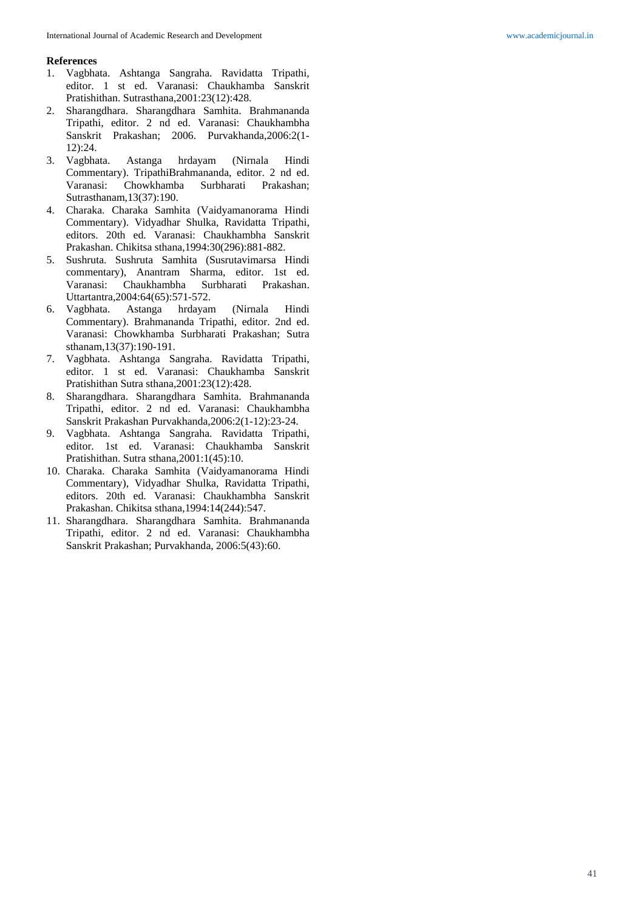**References**

1. Vagbhata. Ashtanga Sangraha. Ravidatta Tripathi, editor. 1 st ed. Varanasi: Chaukhamba Sanskrit Pratishithan. Sutrasthana,2001:23(12):428.
2. Sharangdhara. Sharangdhara Samhita. Brahmananda Tripathi, editor. 2 nd ed. Varanasi: Chaukhambha Sanskrit Prakashan; 2006. Purvakhanda,2006:2(1-12):24.
3. Vagbhata. Astanga hrdayam (Nirnala Hindi Commentary). TripathiBrahmananda, editor. 2 nd ed. Varanasi: Chowkhamba Surbharati Prakashan; Sutrasthanam,13(37):190.
4. Charaka. Charaka Samhita (Vaidyamanorama Hindi Commentary). Vidyadhar Shulka, Ravidatta Tripathi, editors. 20th ed. Varanasi: Chaukhambha Sanskrit Prakashan. Chikitsa sthana,1994:30(296):881-882.
5. Sushruta. Sushruta Samhita (Susrutavimarsa Hindi commentary), Anantram Sharma, editor. 1st ed. Varanasi: Chaukhambha Surbharati Prakashan. Uttartantra,2004:64(65):571-572.
6. Vagbhata. Astanga hrdayam (Nirnala Hindi Commentary). Brahmananda Tripathi, editor. 2nd ed. Varanasi: Chowkhamba Surbharati Prakashan; Sutra sthanam,13(37):190-191.
7. Vagbhata. Ashtanga Sangraha. Ravidatta Tripathi, editor. 1 st ed. Varanasi: Chaukhamba Sanskrit Pratishithan Sutra sthana,2001:23(12):428.
8. Sharangdhara. Sharangdhara Samhita. Brahmananda Tripathi, editor. 2 nd ed. Varanasi: Chaukhambha Sanskrit Prakashan Purvakhanda,2006:2(1-12):23-24.
9. Vagbhata. Ashtanga Sangraha. Ravidatta Tripathi, editor. 1st ed. Varanasi: Chaukhamba Sanskrit Pratishithan. Sutra sthana,2001:1(45):10.
10. Charaka. Charaka Samhita (Vaidyamanorama Hindi Commentary), Vidyadhar Shulka, Ravidatta Tripathi, editors. 20th ed. Varanasi: Chaukhambha Sanskrit Prakashan. Chikitsa sthana,1994:14(244):547.
11. Sharangdhara. Sharangdhara Samhita. Brahmananda Tripathi, editor. 2 nd ed. Varanasi: Chaukhambha Sanskrit Prakashan; Purvakhanda, 2006:5(43):60.